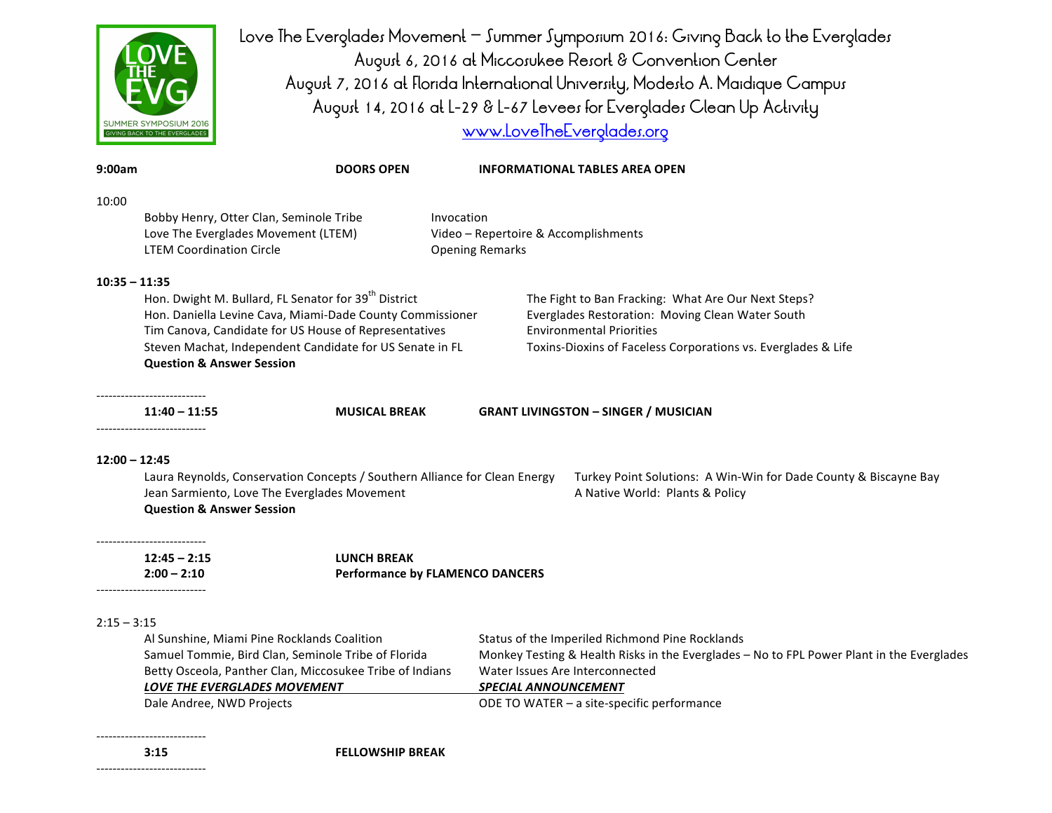# Love The Everglades Movement – Summer Symposium 2016: Giving Back to the Everglades

August 6, 2016 at Miccosukee Resort & Convention Center
August 7, 2016 at Florida International University, Modesto A. Maidique Campus
August 14, 2016 at L-29 & L-67 Levees for Everglades Clean Up Activity
www.LoveTheEverglades.org

**9:00am** **DOORS OPEN** **INFORMATIONAL TABLES AREA OPEN**

10:00

| | |
|---|---|
| Bobby Henry, Otter Clan, Seminole Tribe | Invocation |
| Love The Everglades Movement (LTEM) | Video – Repertoire & Accomplishments |
| LTEM Coordination Circle | Opening Remarks |

**10:35 – 11:35**

| | |
|---|---|
| Hon. Dwight M. Bullard, FL Senator for 39th District | The Fight to Ban Fracking: What Are Our Next Steps? |
| Hon. Daniella Levine Cava, Miami-Dade County Commissioner | Everglades Restoration: Moving Clean Water South |
| Tim Canova, Candidate for US House of Representatives | Environmental Priorities |
| Steven Machat, Independent Candidate for US Senate in FL | Toxins-Dioxins of Faceless Corporations vs. Everglades & Life |
| **Question & Answer Session** | |

---------------------------

**11:40 – 11:55** **MUSICAL BREAK** **GRANT LIVINGSTON – SINGER / MUSICIAN**

---------------------------

**12:00 – 12:45**

| | |
|---|---|
| Laura Reynolds, Conservation Concepts / Southern Alliance for Clean Energy | Turkey Point Solutions: A Win-Win for Dade County & Biscayne Bay |
| Jean Sarmiento, Love The Everglades Movement | A Native World: Plants & Policy |
| **Question & Answer Session** | |

---------------------------

**12:45 – 2:15** **LUNCH BREAK**
**2:00 – 2:10** **Performance by FLAMENCO DANCERS**

---------------------------

2:15 – 3:15

| | |
|---|---|
| Al Sunshine, Miami Pine Rocklands Coalition | Status of the Imperiled Richmond Pine Rocklands |
| Samuel Tommie, Bird Clan, Seminole Tribe of Florida | Monkey Testing & Health Risks in the Everglades – No to FPL Power Plant in the Everglades |
| Betty Osceola, Panther Clan, Miccosukee Tribe of Indians | Water Issues Are Interconnected |
| ***LOVE THE EVERGLADES MOVEMENT*** | ***SPECIAL ANNOUNCEMENT*** |
| Dale Andree, NWD Projects | ODE TO WATER – a site-specific performance |

---------------------------

**3:15** **FELLOWSHIP BREAK**

---------------------------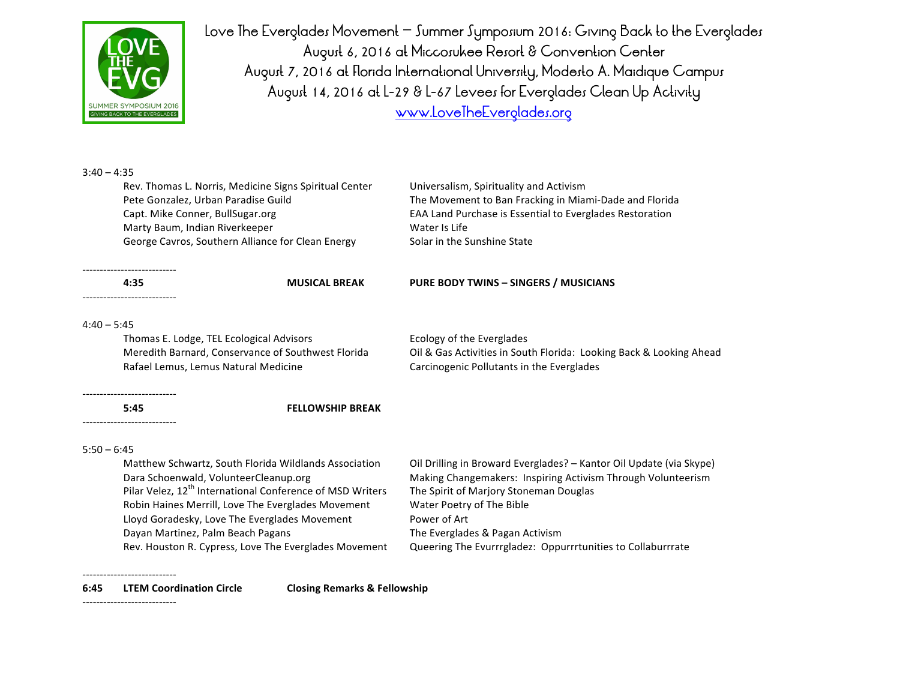# Love The Everglades Movement – Summer Symposium 2016: Giving Back to the Everglades

August 6, 2016 at Miccosukee Resort & Convention Center
August 7, 2016 at Florida International University, Modesto A. Maidique Campus
August 14, 2016 at L-29 & L-67 Levees for Everglades Clean Up Activity
www.LoveTheEverglades.org

3:40 – 4:35

| | |
|---|---|
| Rev. Thomas L. Norris, Medicine Signs Spiritual Center | Universalism, Spirituality and Activism |
| Pete Gonzalez, Urban Paradise Guild | The Movement to Ban Fracking in Miami-Dade and Florida |
| Capt. Mike Conner, BullSugar.org | EAA Land Purchase is Essential to Everglades Restoration |
| Marty Baum, Indian Riverkeeper | Water Is Life |
| George Cavros, Southern Alliance for Clean Energy | Solar in the Sunshine State |

---------------------------
**4:35** **MUSICAL BREAK** **PURE BODY TWINS – SINGERS / MUSICIANS**
---------------------------

4:40 – 5:45

| | |
|---|---|
| Thomas E. Lodge, TEL Ecological Advisors | Ecology of the Everglades |
| Meredith Barnard, Conservancy of Southwest Florida | Oil & Gas Activities in South Florida: Looking Back & Looking Ahead |
| Rafael Lemus, Lemus Natural Medicine | Carcinogenic Pollutants in the Everglades |

---------------------------
**5:45** **FELLOWSHIP BREAK**
---------------------------

5:50 – 6:45

| | |
|---|---|
| Matthew Schwartz, South Florida Wildlands Association | Oil Drilling in Broward Everglades? – Kantor Oil Update (via Skype) |
| Dara Schoenwald, VolunteerCleanup.org | Making Changemakers: Inspiring Activism Through Volunteerism |
| Pilar Velez, 12th International Conference of MSD Writers | The Spirit of Marjory Stoneman Douglas |
| Robin Haines Merrill, Love The Everglades Movement | Water Poetry of The Bible |
| Lloyd Goradesky, Love The Everglades Movement | Power of Art |
| Dayan Martinez, Palm Beach Pagans | The Everglades & Pagan Activism |
| Rev. Houston R. Cypress, Love The Everglades Movement | Queering The Evurrrgladez: Oppurrrtunities to Collaburrrate |

---------------------------
**6:45** **LTEM Coordination Circle** **Closing Remarks & Fellowship**
---------------------------